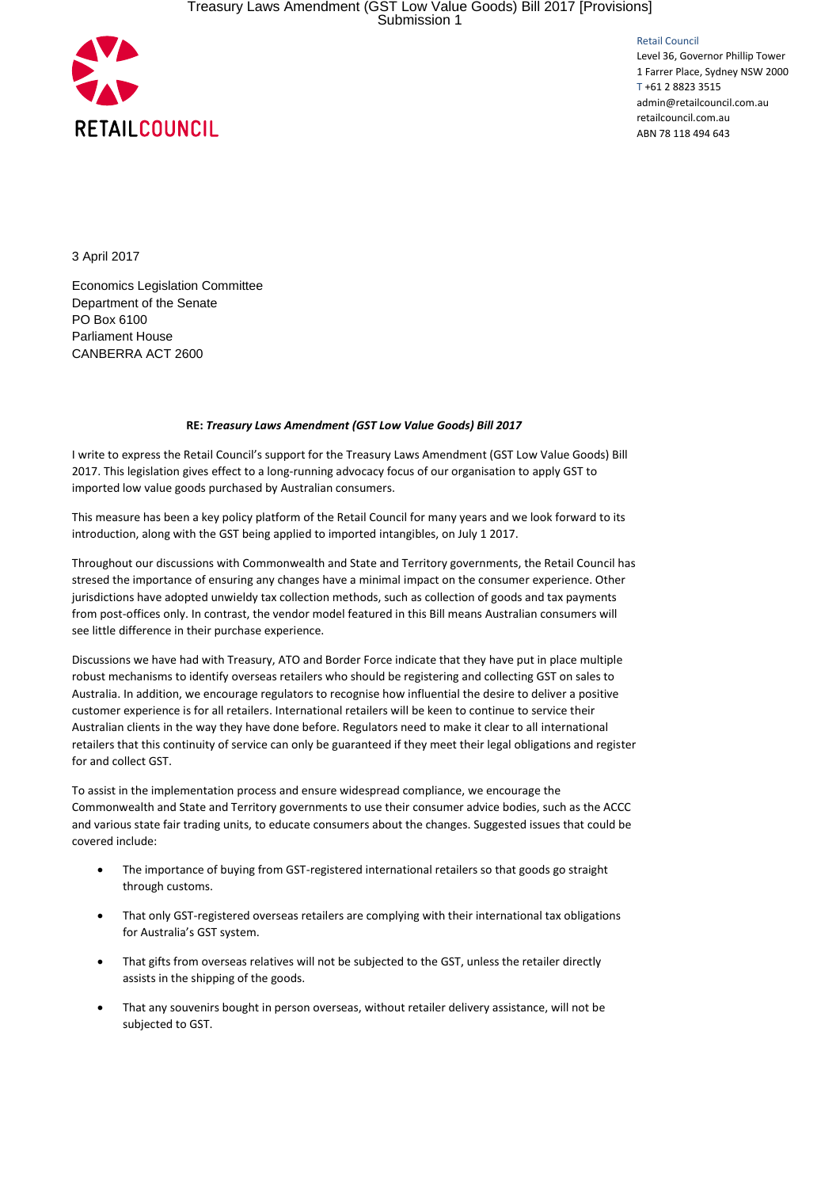RETAILCOUNCIL

Retail Council
Level 36, Governor Phillip Tower
1 Farrer Place, Sydney NSW 2000
T +61 2 8823 3515
admin@retailcouncil.com.au
retailcouncil.com.au
ABN 78 118 494 643

3 April 2017

Economics Legislation Committee
Department of the Senate
PO Box 6100
Parliament House
CANBERRA ACT 2600

**RE: *Treasury Laws Amendment (GST Low Value Goods) Bill 2017***

I write to express the Retail Council's support for the Treasury Laws Amendment (GST Low Value Goods) Bill 2017. This legislation gives effect to a long-running advocacy focus of our organisation to apply GST to imported low value goods purchased by Australian consumers.

This measure has been a key policy platform of the Retail Council for many years and we look forward to its introduction, along with the GST being applied to imported intangibles, on July 1 2017.

Throughout our discussions with Commonwealth and State and Territory governments, the Retail Council has stresed the importance of ensuring any changes have a minimal impact on the consumer experience. Other jurisdictions have adopted unwieldy tax collection methods, such as collection of goods and tax payments from post-offices only. In contrast, the vendor model featured in this Bill means Australian consumers will see little difference in their purchase experience.

Discussions we have had with Treasury, ATO and Border Force indicate that they have put in place multiple robust mechanisms to identify overseas retailers who should be registering and collecting GST on sales to Australia. In addition, we encourage regulators to recognise how influential the desire to deliver a positive customer experience is for all retailers. International retailers will be keen to continue to service their Australian clients in the way they have done before. Regulators need to make it clear to all international retailers that this continuity of service can only be guaranteed if they meet their legal obligations and register for and collect GST.

To assist in the implementation process and ensure widespread compliance, we encourage the Commonwealth and State and Territory governments to use their consumer advice bodies, such as the ACCC and various state fair trading units, to educate consumers about the changes. Suggested issues that could be covered include:

- The importance of buying from GST-registered international retailers so that goods go straight through customs.
- That only GST-registered overseas retailers are complying with their international tax obligations for Australia's GST system.
- That gifts from overseas relatives will not be subjected to the GST, unless the retailer directly assists in the shipping of the goods.
- That any souvenirs bought in person overseas, without retailer delivery assistance, will not be subjected to GST.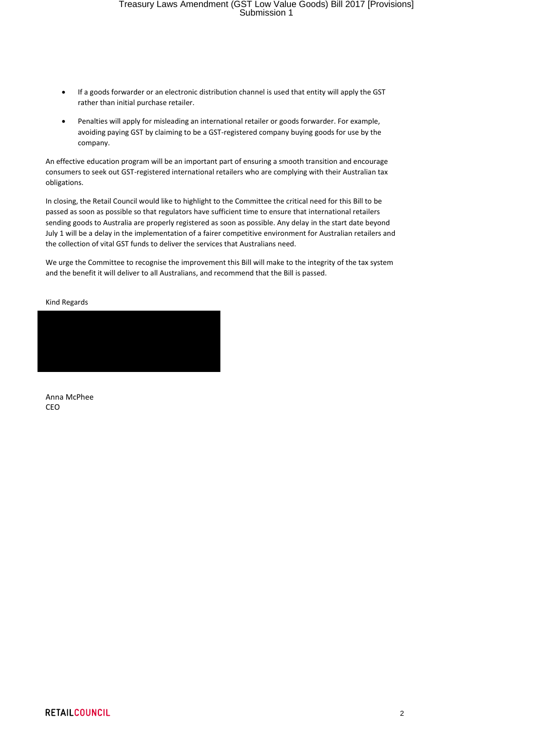- If a goods forwarder or an electronic distribution channel is used that entity will apply the GST rather than initial purchase retailer.
- Penalties will apply for misleading an international retailer or goods forwarder. For example, avoiding paying GST by claiming to be a GST-registered company buying goods for use by the company.

An effective education program will be an important part of ensuring a smooth transition and encourage consumers to seek out GST-registered international retailers who are complying with their Australian tax obligations.

In closing, the Retail Council would like to highlight to the Committee the critical need for this Bill to be passed as soon as possible so that regulators have sufficient time to ensure that international retailers sending goods to Australia are properly registered as soon as possible. Any delay in the start date beyond July 1 will be a delay in the implementation of a fairer competitive environment for Australian retailers and the collection of vital GST funds to deliver the services that Australians need.

We urge the Committee to recognise the improvement this Bill will make to the integrity of the tax system and the benefit it will deliver to all Australians, and recommend that the Bill is passed.

Kind Regards

Anna McPhee
CEO